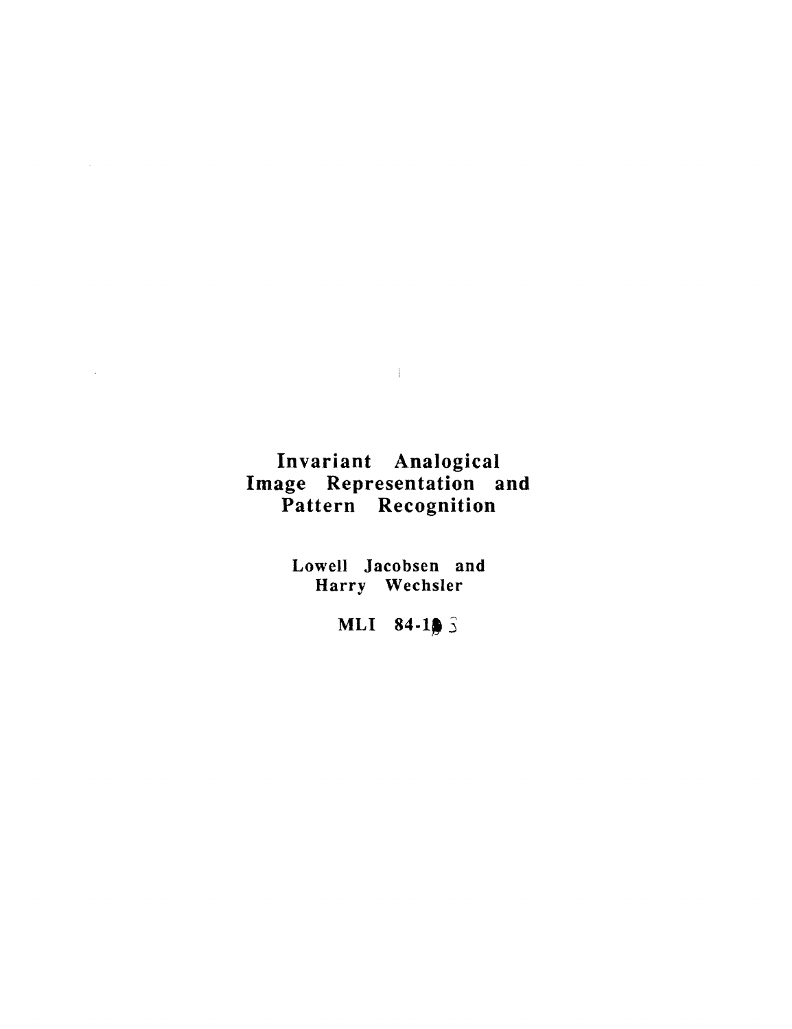# Invariant Analogical Image Representation and Pattern Recognition

Lowell Jacobsen and Harry Wechsler

MLI 84-103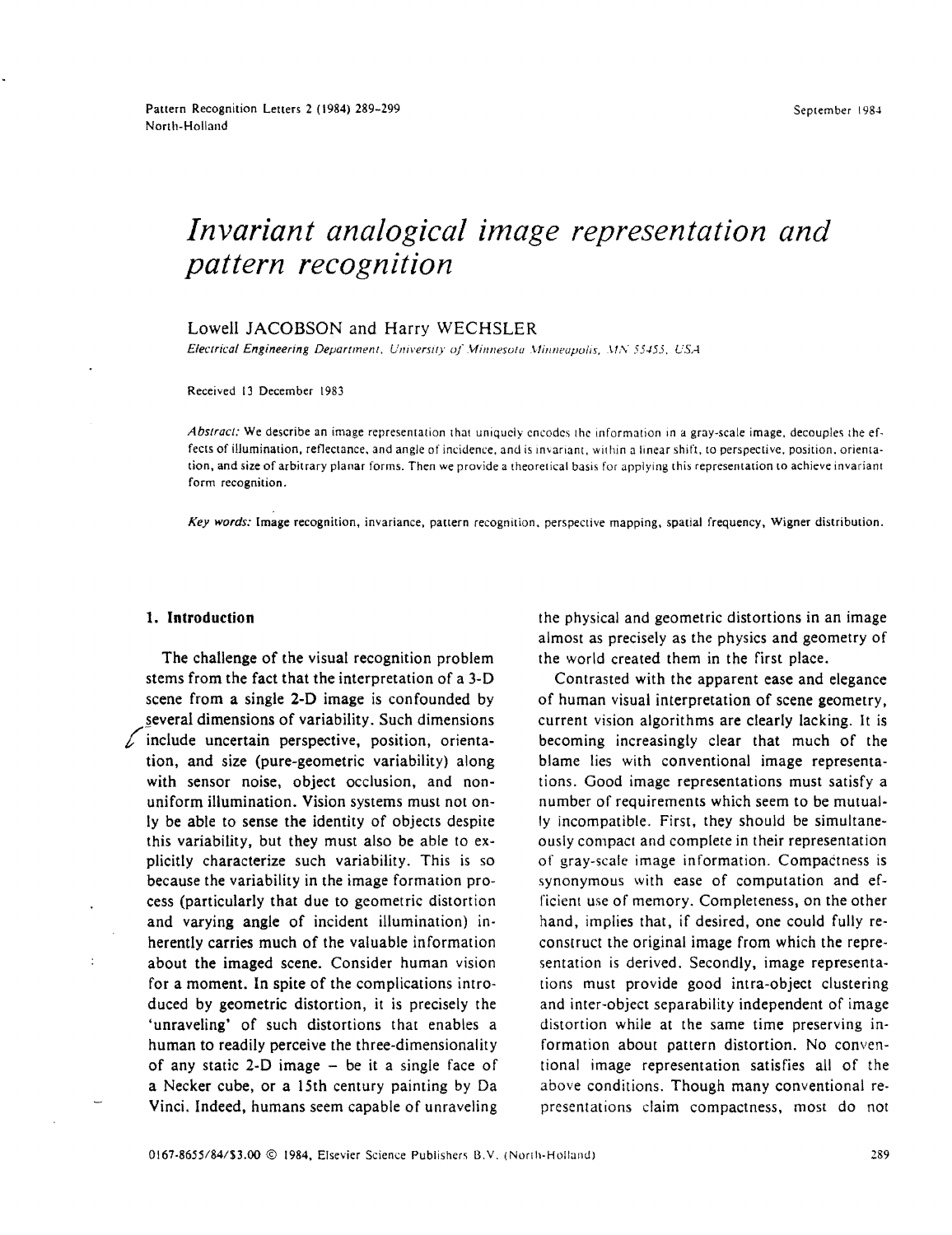# Invariant analogical image representation and pattern recognition

Lowell JACOBSON and Harry WECHSLER

*Electrical Engineering Department, University of Minnesota Minneapolis, MN 55455, USA*

Received 13 December 1983

*Abstract:* We describe an image representation that uniquely encodes the information in a gray-scale image, decouples the effects of illumination, reflectance, and angle of incidence, and is invariant, within a linear shift, to perspective, position, orientation, and size of arbitrary planar forms. Then we provide a theoretical basis for applying this representation to achieve invariant form recognition.

*Key words:* Image recognition, invariance, pattern recognition, perspective mapping, spatial frequency, Wigner distribution.

## 1. Introduction

The challenge of the visual recognition problem stems from the fact that the interpretation of a 3-D scene from a single 2-D image is confounded by several dimensions of variability. Such dimensions include uncertain perspective, position, orientation, and size (pure-geometric variability) along with sensor noise, object occlusion, and non-uniform illumination. Vision systems must not only be able to sense the identity of objects despite this variability, but they must also be able to explicitly characterize such variability. This is so because the variability in the image formation process (particularly that due to geometric distortion and varying angle of incident illumination) inherently carries much of the valuable information about the imaged scene. Consider human vision for a moment. In spite of the complications introduced by geometric distortion, it is precisely the 'unraveling' of such distortions that enables a human to readily perceive the three-dimensionality of any static 2-D image – be it a single face of a Necker cube, or a 15th century painting by Da Vinci. Indeed, humans seem capable of unraveling the physical and geometric distortions in an image almost as precisely as the physics and geometry of the world created them in the first place.

Contrasted with the apparent ease and elegance of human visual interpretation of scene geometry, current vision algorithms are clearly lacking. It is becoming increasingly clear that much of the blame lies with conventional image representations. Good image representations must satisfy a number of requirements which seem to be mutually incompatible. First, they should be simultaneously compact and complete in their representation of gray-scale image information. Compactness is synonymous with ease of computation and efficient use of memory. Completeness, on the other hand, implies that, if desired, one could fully reconstruct the original image from which the representation is derived. Secondly, image representations must provide good intra-object clustering and inter-object separability independent of image distortion while at the same time preserving information about pattern distortion. No conventional image representation satisfies all of the above conditions. Though many conventional representations claim compactness, most do not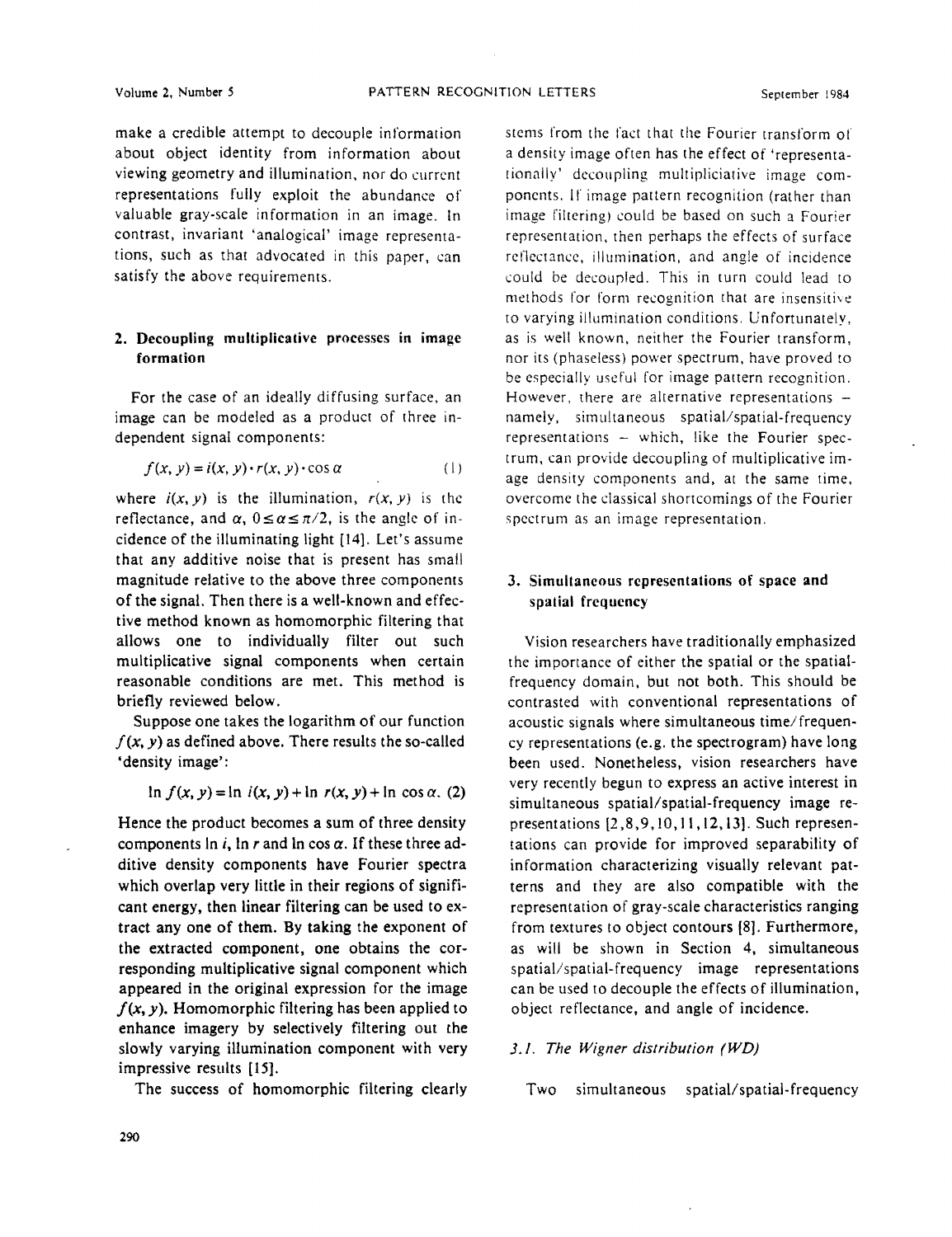make a credible attempt to decouple information about object identity from information about viewing geometry and illumination, nor do current representations fully exploit the abundance of valuable gray-scale information in an image. In contrast, invariant 'analogical' image representations, such as that advocated in this paper, can satisfy the above requirements.

## 2. Decoupling multiplicative processes in image formation

For the case of an ideally diffusing surface, an image can be modeled as a product of three independent signal components:

$$f(x, y) = i(x, y) \cdot r(x, y) \cdot \cos\alpha \tag{1}$$

where $i(x, y)$ is the illumination, $r(x, y)$ is the reflectance, and $\alpha$, $0 \le \alpha \le \pi/2$, is the angle of incidence of the illuminating light [14]. Let's assume that any additive noise that is present has small magnitude relative to the above three components of the signal. Then there is a well-known and effective method known as homomorphic filtering that allows one to individually filter out such multiplicative signal components when certain reasonable conditions are met. This method is briefly reviewed below.

Suppose one takes the logarithm of our function $f(x, y)$ as defined above. There results the so-called 'density image':

$$\ln f(x, y) = \ln i(x, y) + \ln r(x, y) + \ln \cos\alpha. \tag{2}$$

Hence the product becomes a sum of three density components $\ln i$, $\ln r$ and $\ln \cos\alpha$. If these three additive density components have Fourier spectra which overlap very little in their regions of significant energy, then linear filtering can be used to extract any one of them. By taking the exponent of the extracted component, one obtains the corresponding multiplicative signal component which appeared in the original expression for the image $f(x, y)$. Homomorphic filtering has been applied to enhance imagery by selectively filtering out the slowly varying illumination component with very impressive results [15].

The success of homomorphic filtering clearly stems from the fact that the Fourier transform of a density image often has the effect of 'representationally' decoupling multipliciative image components. If image pattern recognition (rather than image filtering) could be based on such a Fourier representation, then perhaps the effects of surface reflectance, illumination, and angle of incidence could be decoupled. This in turn could lead to methods for form recognition that are insensitive to varying illumination conditions. Unfortunately, as is well known, neither the Fourier transform, nor its (phaseless) power spectrum, have proved to be especially useful for image pattern recognition. However, there are alternative representations – namely, simultaneous spatial/spatial-frequency representations – which, like the Fourier spectrum, can provide decoupling of multiplicative image density components and, at the same time, overcome the classical shortcomings of the Fourier spectrum as an image representation.

## 3. Simultaneous representations of space and spatial frequency

Vision researchers have traditionally emphasized the importance of either the spatial or the spatial-frequency domain, but not both. This should be contrasted with conventional representations of acoustic signals where simultaneous time/frequency representations (e.g. the spectrogram) have long been used. Nonetheless, vision researchers have very recently begun to express an active interest in simultaneous spatial/spatial-frequency image representations [2,8,9,10,11,12,13]. Such representations can provide for improved separability of information characterizing visually relevant patterns and they are also compatible with the representation of gray-scale characteristics ranging from textures to object contours [8]. Furthermore, as will be shown in Section 4, simultaneous spatial/spatial-frequency image representations can be used to decouple the effects of illumination, object reflectance, and angle of incidence.

### *3.1. The Wigner distribution (WD)*

Two simultaneous spatial/spatial-frequency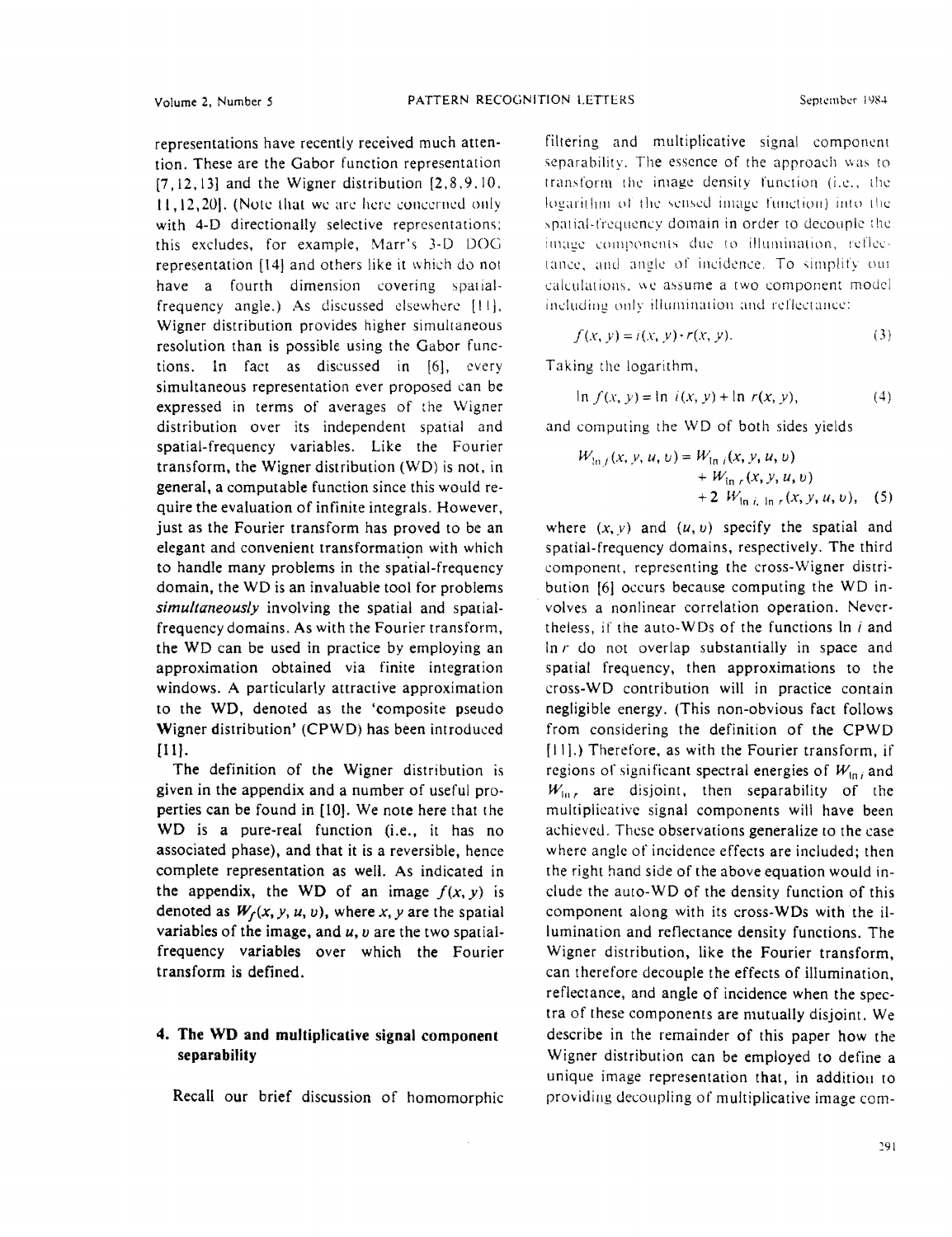representations have recently received much attention. These are the Gabor function representation [7,12,13] and the Wigner distribution [2,8,9,10, 11,12,20]. (Note that we are here concerned only with 4-D directionally selective representations; this excludes, for example, Marr's 3-D DOG representation [14] and others like it which do not have a fourth dimension covering spatial-frequency angle.) As discussed elsewhere [11], Wigner distribution provides higher simultaneous resolution than is possible using the Gabor functions. In fact as discussed in [6], every simultaneous representation ever proposed can be expressed in terms of averages of the Wigner distribution over its independent spatial and spatial-frequency variables. Like the Fourier transform, the Wigner distribution (WD) is not, in general, a computable function since this would require the evaluation of infinite integrals. However, just as the Fourier transform has proved to be an elegant and convenient transformation with which to handle many problems in the spatial-frequency domain, the WD is an invaluable tool for problems *simultaneously* involving the spatial and spatial-frequency domains. As with the Fourier transform, the WD can be used in practice by employing an approximation obtained via finite integration windows. A particularly attractive approximation to the WD, denoted as the 'composite pseudo Wigner distribution' (CPWD) has been introduced [11].

The definition of the Wigner distribution is given in the appendix and a number of useful properties can be found in [10]. We note here that the WD is a pure-real function (i.e., it has no associated phase), and that it is a reversible, hence complete representation as well. As indicated in the appendix, the WD of an image $f(x,y)$ is denoted as $W_f(x,y,u,v)$, where $x,y$ are the spatial variables of the image, and $u,v$ are the two spatial-frequency variables over which the Fourier transform is defined.

## 4. The WD and multiplicative signal component separability

Recall our brief discussion of homomorphic filtering and multiplicative signal component separability. The essence of the approach was to transform the image density function (i.e., the logarithm of the sensed image function) into the spatial-frequency domain in order to decouple the image components due to illumination, reflectance, and angle of incidence. To simplify our calculations, we assume a two component model including only illumination and reflectance:

$$f(x,y) = i(x,y) \cdot r(x,y). \tag{3}$$

Taking the logarithm,

$$\ln f(x,y) = \ln i(x,y) + \ln r(x,y), \tag{4}$$

and computing the WD of both sides yields

$$\begin{aligned} W_{\ln f}(x,y,u,v) = {} & W_{\ln i}(x,y,u,v) \\ & + W_{\ln r}(x,y,u,v) \\ & + 2\, W_{\ln i,\, \ln r}(x,y,u,v), \end{aligned} \tag{5}$$

where $(x,y)$ and $(u,v)$ specify the spatial and spatial-frequency domains, respectively. The third component, representing the cross-Wigner distribution [6] occurs because computing the WD involves a nonlinear correlation operation. Nevertheless, if the auto-WDs of the functions $\ln i$ and $\ln r$ do not overlap substantially in space and spatial frequency, then approximations to the cross-WD contribution will in practice contain negligible energy. (This non-obvious fact follows from considering the definition of the CPWD [11].) Therefore, as with the Fourier transform, if regions of significant spectral energies of $W_{\ln i}$ and $W_{\ln r}$ are disjoint, then separability of the multiplicative signal components will have been achieved. These observations generalize to the case where angle of incidence effects are included; then the right hand side of the above equation would include the auto-WD of the density function of this component along with its cross-WDs with the illumination and reflectance density functions. The Wigner distribution, like the Fourier transform, can therefore decouple the effects of illumination, reflectance, and angle of incidence when the spectra of these components are mutually disjoint. We describe in the remainder of this paper how the Wigner distribution can be employed to define a unique image representation that, in addition to providing decoupling of multiplicative image com-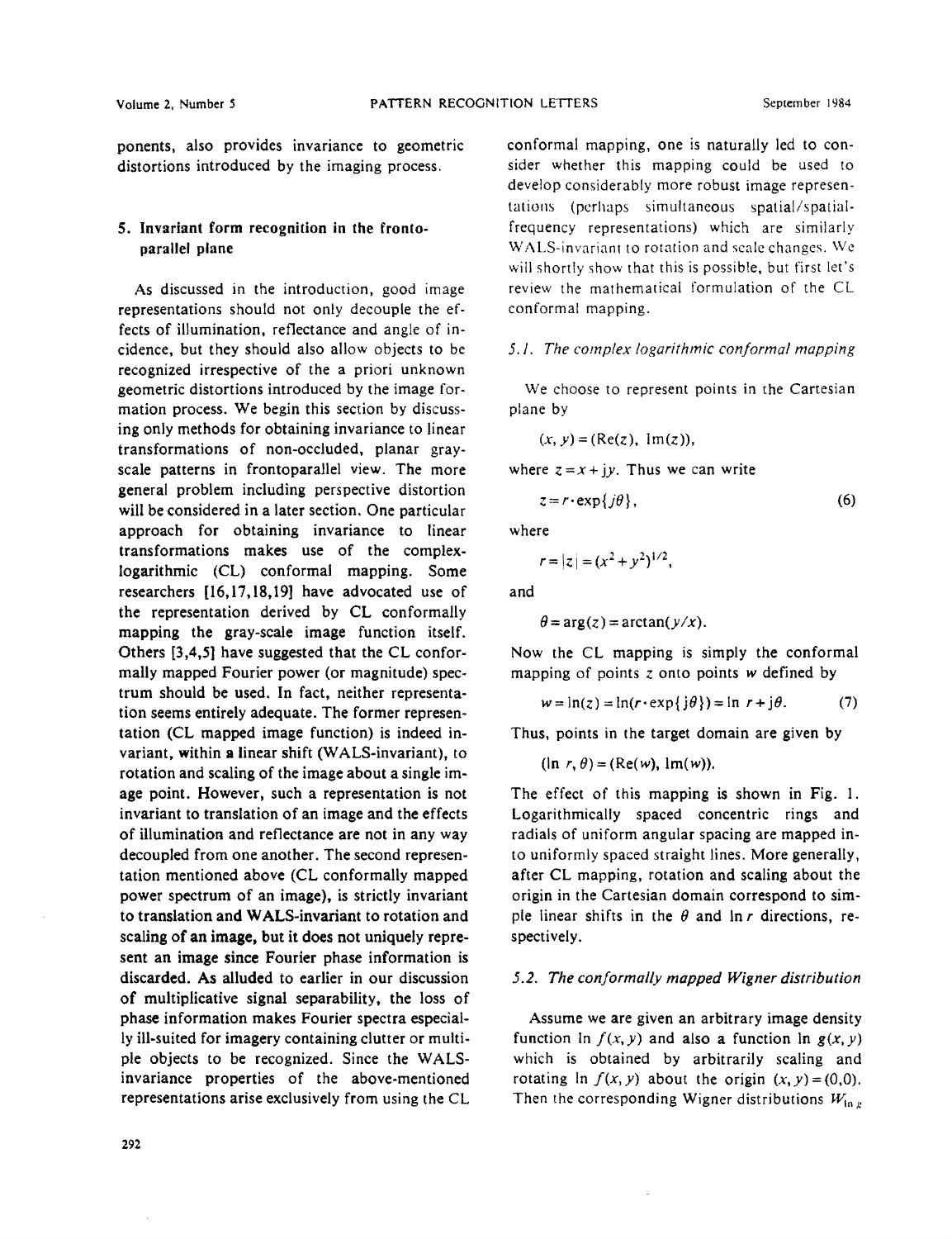ponents, also provides invariance to geometric distortions introduced by the imaging process.

## 5. Invariant form recognition in the frontoparallel plane

As discussed in the introduction, good image representations should not only decouple the effects of illumination, reflectance and angle of incidence, but they should also allow objects to be recognized irrespective of the a priori unknown geometric distortions introduced by the image formation process. We begin this section by discussing only methods for obtaining invariance to linear transformations of non-occluded, planar grayscale patterns in frontoparallel view. The more general problem including perspective distortion will be considered in a later section. One particular approach for obtaining invariance to linear transformations makes use of the complex-logarithmic (CL) conformal mapping. Some researchers [16,17,18,19] have advocated use of the representation derived by CL conformally mapping the gray-scale image function itself. Others [3,4,5] have suggested that the CL conformally mapped Fourier power (or magnitude) spectrum should be used. In fact, neither representation seems entirely adequate. The former representation (CL mapped image function) is indeed invariant, within a linear shift (WALS-invariant), to rotation and scaling of the image about a single image point. However, such a representation is not invariant to translation of an image and the effects of illumination and reflectance are not in any way decoupled from one another. The second representation mentioned above (CL conformally mapped power spectrum of an image), is strictly invariant to translation and WALS-invariant to rotation and scaling of an image, but it does not uniquely represent an image since Fourier phase information is discarded. As alluded to earlier in our discussion of multiplicative signal separability, the loss of phase information makes Fourier spectra especially ill-suited for imagery containing clutter or multiple objects to be recognized. Since the WALS-invariance properties of the above-mentioned representations arise exclusively from using the CL conformal mapping, one is naturally led to consider whether this mapping could be used to develop considerably more robust image representations (perhaps simultaneous spatial/spatial-frequency representations) which are similarly WALS-invariant to rotation and scale changes. We will shortly show that this is possible, but first let's review the mathematical formulation of the CL conformal mapping.

### *5.1. The complex logarithmic conformal mapping*

We choose to represent points in the Cartesian plane by

$$(x, y) = (\mathrm{Re}(z), \mathrm{Im}(z)),$$

where $z = x + jy$. Thus we can write

$$z = r \cdot \exp\{j\theta\}, \tag{6}$$

where

$$r = |z| = (x^2 + y^2)^{1/2},$$

and

$$\theta = \arg(z) = \arctan(y/x).$$

Now the CL mapping is simply the conformal mapping of points $z$ onto points $w$ defined by

$$w = \ln(z) = \ln(r \cdot \exp\{j\theta\}) = \ln r + j\theta. \tag{7}$$

Thus, points in the target domain are given by

$$(\ln r, \theta) = (\mathrm{Re}(w), \mathrm{Im}(w)).$$

The effect of this mapping is shown in Fig. 1. Logarithmically spaced concentric rings and radials of uniform angular spacing are mapped into uniformly spaced straight lines. More generally, after CL mapping, rotation and scaling about the origin in the Cartesian domain correspond to simple linear shifts in the $\theta$ and $\ln r$ directions, respectively.

### *5.2. The conformally mapped Wigner distribution*

Assume we are given an arbitrary image density function $\ln f(x, y)$ and also a function $\ln g(x, y)$ which is obtained by arbitrarily scaling and rotating $\ln f(x, y)$ about the origin $(x, y) = (0,0)$. Then the corresponding Wigner distributions $W_{\ln g}$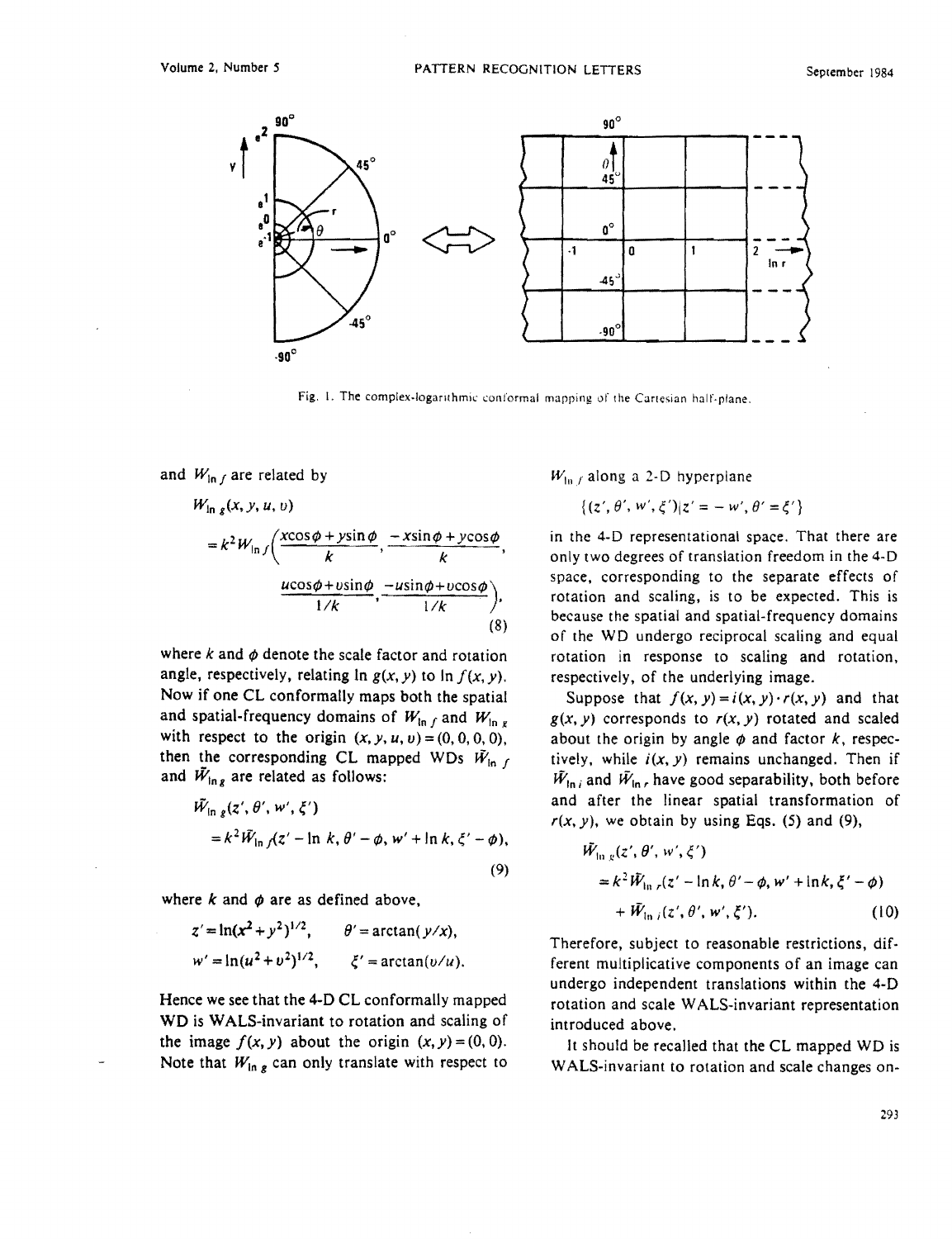Fig. 1. The complex-logarithmic conformal mapping of the Cartesian half-plane.

and $W_{\ln f}$ are related by

$$W_{\ln g}(x, y, u, v) = k^2 W_{\ln f}\left(\frac{x\cos\phi + y\sin\phi}{k}, \frac{-x\sin\phi + y\cos\phi}{k}, \frac{u\cos\phi + v\sin\phi}{1/k}, \frac{-u\sin\phi + v\cos\phi}{1/k}\right), \tag{8}$$

where $k$ and $\phi$ denote the scale factor and rotation angle, respectively, relating $\ln g(x, y)$ to $\ln f(x, y)$. Now if one CL conformally maps both the spatial and spatial-frequency domains of $W_{\ln f}$ and $W_{\ln g}$ with respect to the origin $(x, y, u, v) = (0, 0, 0, 0)$, then the corresponding CL mapped WDs $\tilde{W}_{\ln f}$ and $\tilde{W}_{\ln g}$ are related as follows:

$$\tilde{W}_{\ln g}(z', \theta', w', \xi') = k^2 \tilde{W}_{\ln f}(z' - \ln k, \theta' - \phi, w' + \ln k, \xi' - \phi), \tag{9}$$

where $k$ and $\phi$ are as defined above,

$$z' = \ln(x^2 + y^2)^{1/2}, \qquad \theta' = \arctan(y/x),$$

$$w' = \ln(u^2 + v^2)^{1/2}, \qquad \xi' = \arctan(v/u).$$

Hence we see that the 4-D CL conformally mapped WD is WALS-invariant to rotation and scaling of the image $f(x, y)$ about the origin $(x, y) = (0, 0)$. Note that $W_{\ln g}$ can only translate with respect to $W_{\ln f}$ along a 2-D hyperplane

$$\{(z', \theta', w', \xi') | z' = -w', \theta' = \xi'\}$$

in the 4-D representational space. That there are only two degrees of translation freedom in the 4-D space, corresponding to the separate effects of rotation and scaling, is to be expected. This is because the spatial and spatial-frequency domains of the WD undergo reciprocal scaling and equal rotation in response to scaling and rotation, respectively, of the underlying image.

Suppose that $f(x, y) = i(x, y) \cdot r(x, y)$ and that $g(x, y)$ corresponds to $r(x, y)$ rotated and scaled about the origin by angle $\phi$ and factor $k$, respectively, while $i(x, y)$ remains unchanged. Then if $\tilde{W}_{\ln i}$ and $\tilde{W}_{\ln r}$ have good separability, both before and after the linear spatial transformation of $r(x, y)$, we obtain by using Eqs. (5) and (9),

$$\tilde{W}_{\ln g}(z', \theta', w', \xi') = k^2 \tilde{W}_{\ln r}(z' - \ln k, \theta' - \phi, w' + \ln k, \xi' - \phi) + \tilde{W}_{\ln i}(z', \theta', w', \xi'). \tag{10}$$

Therefore, subject to reasonable restrictions, different multiplicative components of an image can undergo independent translations within the 4-D rotation and scale WALS-invariant representation introduced above.

It should be recalled that the CL mapped WD is WALS-invariant to rotation and scale changes on-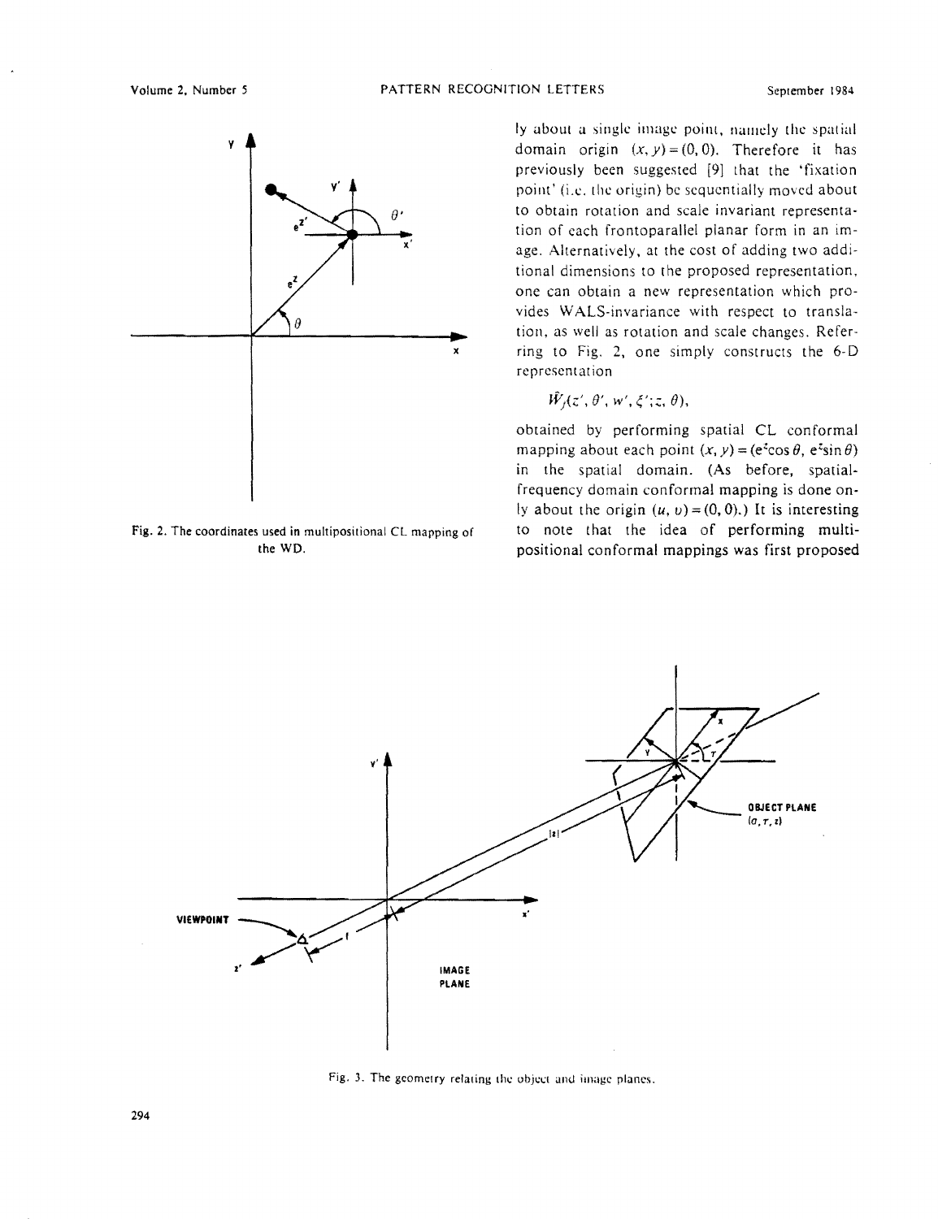ly about a single image point, namely the spatial domain origin $(x, y) = (0, 0)$. Therefore it has previously been suggested [9] that the 'fixation point' (i.e. the origin) be sequentially moved about to obtain rotation and scale invariant representation of each frontoparallel planar form in an image. Alternatively, at the cost of adding two additional dimensions to the proposed representation, one can obtain a new representation which provides WALS-invariance with respect to translation, as well as rotation and scale changes. Referring to Fig. 2, one simply constructs the 6-D representation

$$\tilde{W}_f(z', \theta', w', \xi'; z, \theta),$$

obtained by performing spatial CL conformal mapping about each point $(x, y) = (e^z \cos\theta, e^z \sin\theta)$ in the spatial domain. (As before, spatial-frequency domain conformal mapping is done only about the origin $(u, v) = (0, 0)$.) It is interesting to note that the idea of performing multipositional conformal mappings was first proposed

Fig. 2. The coordinates used in multipositional CL mapping of the WD.

Fig. 3. The geometry relating the object and image planes.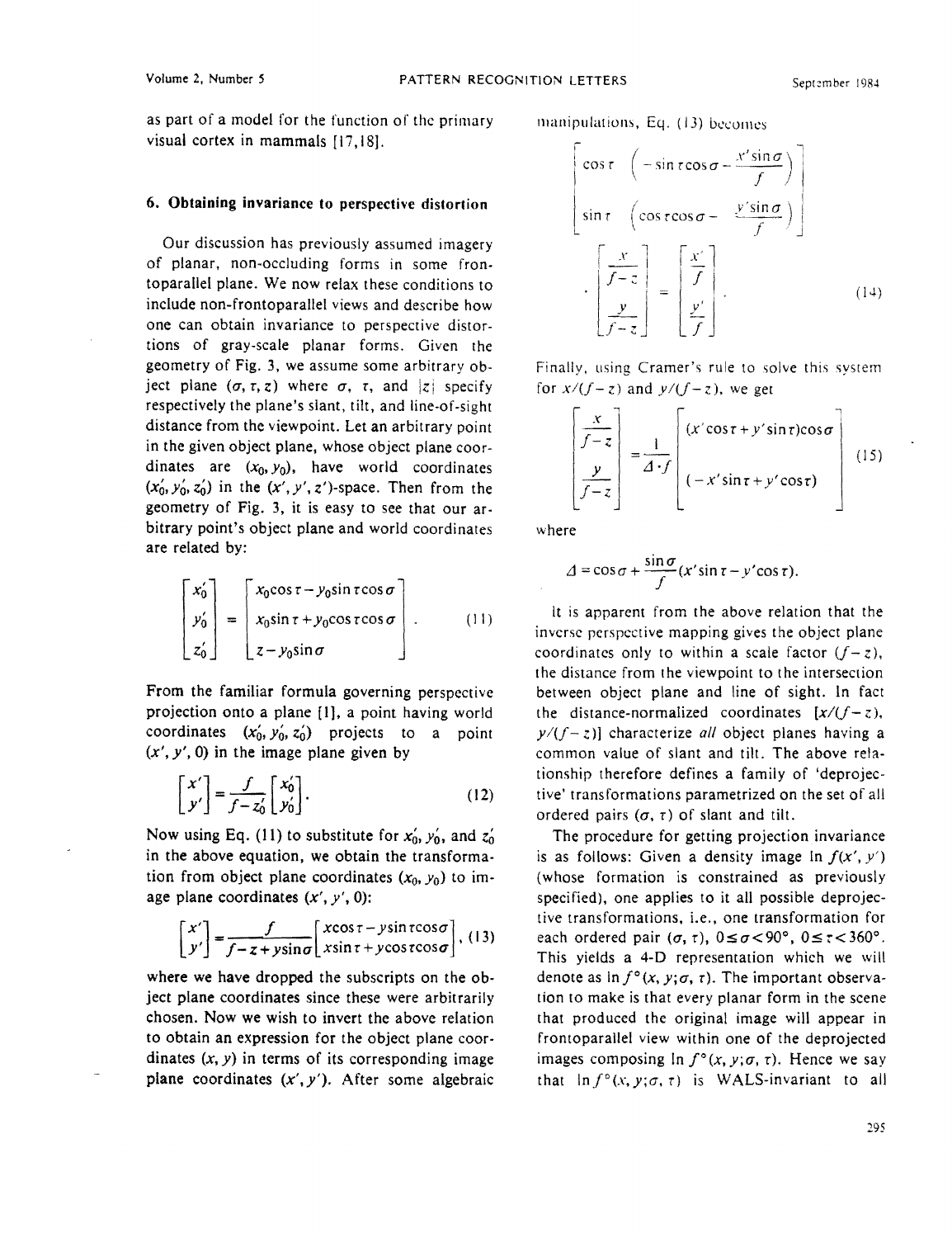as part of a model for the function of the primary visual cortex in mammals [17,18].

## 6. Obtaining invariance to perspective distortion

Our discussion has previously assumed imagery of planar, non-occluding forms in some frontoparallel plane. We now relax these conditions to include non-frontoparallel views and describe how one can obtain invariance to perspective distortions of gray-scale planar forms. Given the geometry of Fig. 3, we assume some arbitrary object plane $(\sigma, \tau, z)$ where $\sigma$, $\tau$, and $|z|$ specify respectively the plane's slant, tilt, and line-of-sight distance from the viewpoint. Let an arbitrary point in the given object plane, whose object plane coordinates are $(x_0, y_0)$, have world coordinates $(x_0', y_0', z_0')$ in the $(x', y', z')$-space. Then from the geometry of Fig. 3, it is easy to see that our arbitrary point's object plane and world coordinates are related by:

$$\begin{bmatrix} x_0' \\ y_0' \\ z_0' \end{bmatrix} = \begin{bmatrix} x_0 \cos\tau - y_0 \sin\tau\cos\sigma \\ x_0 \sin\tau + y_0 \cos\tau\cos\sigma \\ z - y_0 \sin\sigma \end{bmatrix}. \tag{11}$$

From the familiar formula governing perspective projection onto a plane [1], a point having world coordinates $(x_0', y_0', z_0')$ projects to a point $(x', y', 0)$ in the image plane given by

$$\begin{bmatrix} x' \\ y' \end{bmatrix} = \frac{f}{f - z_0'} \begin{bmatrix} x_0' \\ y_0' \end{bmatrix}. \tag{12}$$

Now using Eq. (11) to substitute for $x_0'$, $y_0'$, and $z_0'$ in the above equation, we obtain the transformation from object plane coordinates $(x_0, y_0)$ to image plane coordinates $(x', y', 0)$:

$$\begin{bmatrix} x' \\ y' \end{bmatrix} = \frac{f}{f - z + y\sin\sigma} \begin{bmatrix} x\cos\tau - y\sin\tau\cos\sigma \\ x\sin\tau + y\cos\tau\cos\sigma \end{bmatrix}, \tag{13}$$

where we have dropped the subscripts on the object plane coordinates since these were arbitrarily chosen. Now we wish to invert the above relation to obtain an expression for the object plane coordinates $(x, y)$ in terms of its corresponding image plane coordinates $(x', y')$. After some algebraic manipulations, Eq. (13) becomes

$$\begin{bmatrix} \cos\tau & \left(-\sin\tau\cos\sigma - \dfrac{x'\sin\sigma}{f}\right) \\ \sin\tau & \left(\cos\tau\cos\sigma - \dfrac{y'\sin\sigma}{f}\right) \end{bmatrix} \cdot \begin{bmatrix} \dfrac{x}{f-z} \\ \dfrac{y}{f-z} \end{bmatrix} = \begin{bmatrix} \dfrac{x'}{f} \\ \dfrac{y'}{f} \end{bmatrix}. \tag{14}$$

Finally, using Cramer's rule to solve this system for $x/(f-z)$ and $y/(f-z)$, we get

$$\begin{bmatrix} \dfrac{x}{f-z} \\ \dfrac{y}{f-z} \end{bmatrix} = \frac{1}{\Delta \cdot f} \begin{bmatrix} (x'\cos\tau + y'\sin\tau)\cos\sigma \\ (-x'\sin\tau + y'\cos\tau) \end{bmatrix} \tag{15}$$

where

$$\Delta = \cos\sigma + \frac{\sin\sigma}{f}(x'\sin\tau - y'\cos\tau).$$

It is apparent from the above relation that the inverse perspective mapping gives the object plane coordinates only to within a scale factor $(f-z)$, the distance from the viewpoint to the intersection between object plane and line of sight. In fact the distance-normalized coordinates $[x/(f-z), y/(f-z)]$ characterize *all* object planes having a common value of slant and tilt. The above relationship therefore defines a family of 'deprojective' transformations parametrized on the set of all ordered pairs $(\sigma, \tau)$ of slant and tilt.

The procedure for getting projection invariance is as follows: Given a density image $\ln f(x', y')$ (whose formation is constrained as previously specified), one applies to it all possible deprojective transformations, i.e., one transformation for each ordered pair $(\sigma, \tau)$, $0 \le \sigma < 90°$, $0 \le \tau < 360°$. This yields a 4-D representation which we will denote as $\ln f°(x, y; \sigma, \tau)$. The important observation to make is that every planar form in the scene that produced the original image will appear in frontoparallel view within one of the deprojected images composing $\ln f°(x, y; \sigma, \tau)$. Hence we say that $\ln f°(x, y; \sigma, \tau)$ is WALS-invariant to all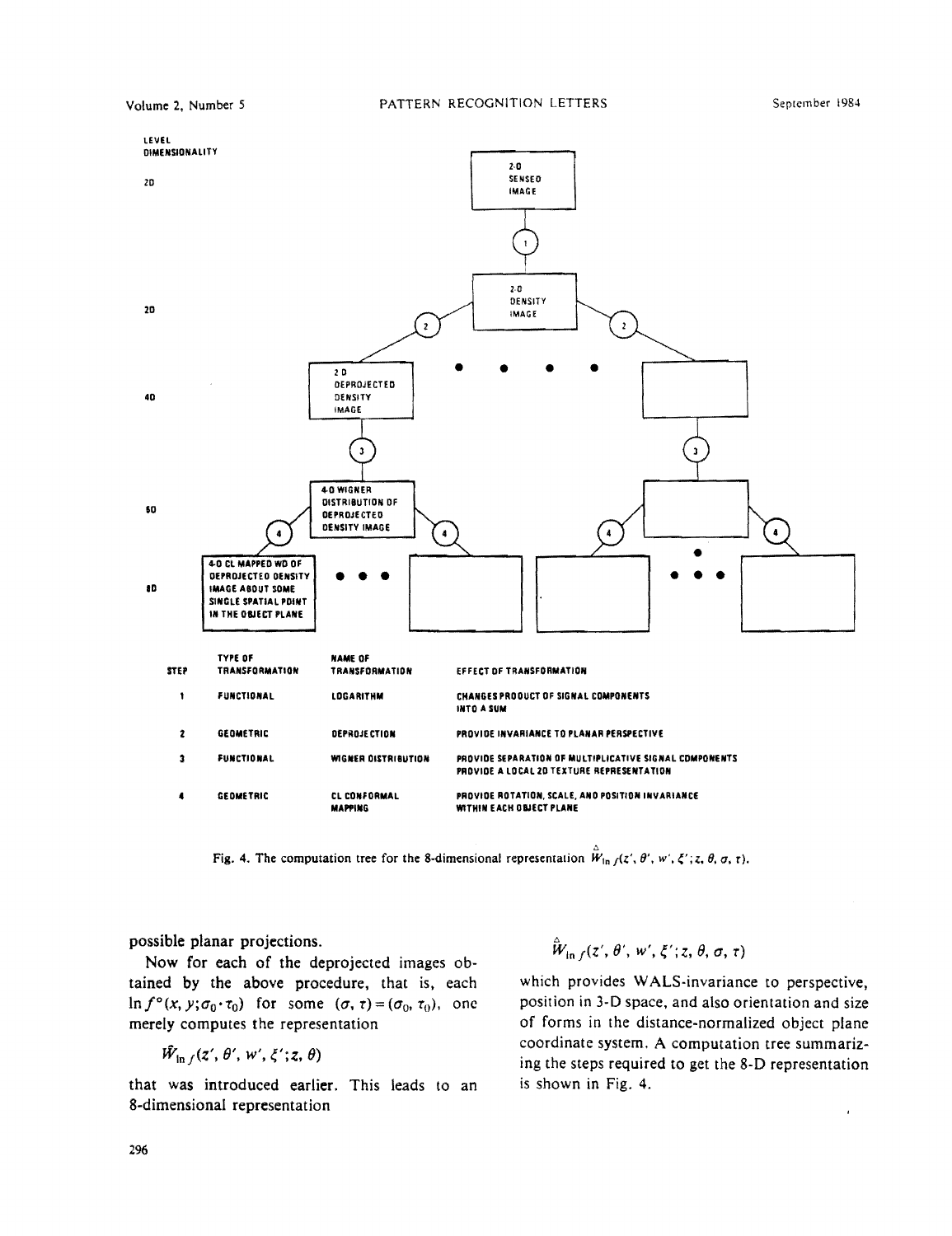| STEP | TYPE OF TRANSFORMATION | NAME OF TRANSFORMATION | EFFECT OF TRANSFORMATION |
|---|---|---|---|
| 1 | FUNCTIONAL | LOGARITHM | CHANGES PRODUCT OF SIGNAL COMPONENTS INTO A SUM |
| 2 | GEOMETRIC | DEPROJECTION | PROVIDE INVARIANCE TO PLANAR PERSPECTIVE |
| 3 | FUNCTIONAL | WIGNER DISTRIBUTION | PROVIDE SEPARATION OF MULTIPLICATIVE SIGNAL COMPONENTS<br>PROVIDE A LOCAL 2D TEXTURE REPRESENTATION |
| 4 | GEOMETRIC | CL CONFORMAL MAPPING | PROVIDE ROTATION, SCALE, AND POSITION INVARIANCE WITHIN EACH OBJECT PLANE |

Fig. 4. The computation tree for the 8-dimensional representation $\hat{W}_{\ln f}(z', \theta', w', \xi'; z, \theta, \sigma, \tau)$.

possible planar projections.

Now for each of the deprojected images obtained by the above procedure, that is, each $\ln f^{\circ}(x, y; \sigma_0 \cdot \tau_0)$ for some $(\sigma, \tau) = (\sigma_0, \tau_0)$, one merely computes the representation

$$\hat{W}_{\ln f}(z', \theta', w', \xi'; z, \theta)$$

that was introduced earlier. This leads to an 8-dimensional representation

$$\hat{W}_{\ln f}(z', \theta', w', \xi'; z, \theta, \sigma, \tau)$$

which provides WALS-invariance to perspective, position in 3-D space, and also orientation and size of forms in the distance-normalized object plane coordinate system. A computation tree summarizing the steps required to get the 8-D representation is shown in Fig. 4.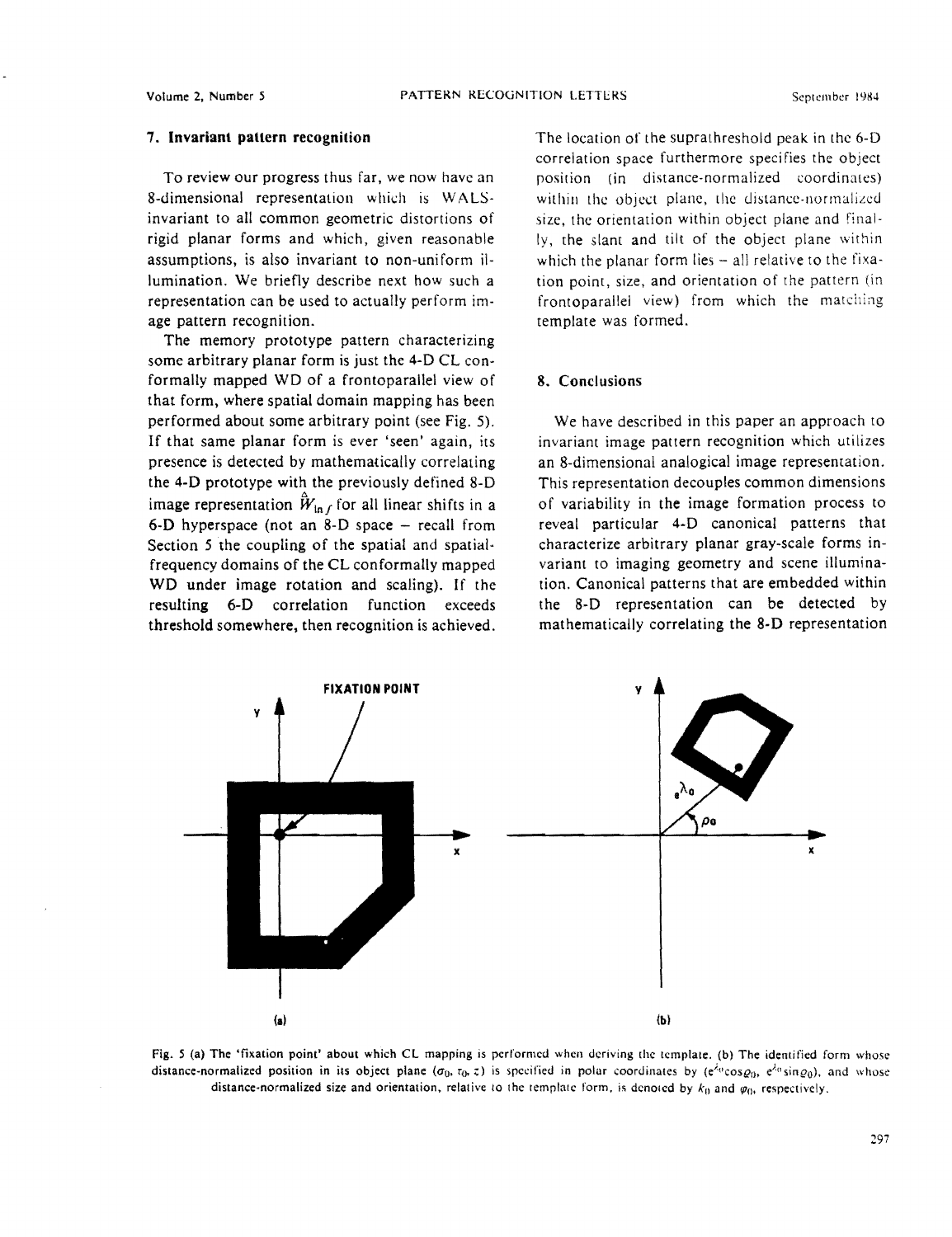## 7. Invariant pattern recognition

To review our progress thus far, we now have an 8-dimensional representation which is WALS-invariant to all common geometric distortions of rigid planar forms and which, given reasonable assumptions, is also invariant to non-uniform illumination. We briefly describe next how such a representation can be used to actually perform image pattern recognition.

The memory prototype pattern characterizing some arbitrary planar form is just the 4-D CL conformally mapped WD of a frontoparallel view of that form, where spatial domain mapping has been performed about some arbitrary point (see Fig. 5). If that same planar form is ever 'seen' again, its presence is detected by mathematically correlating the 4-D prototype with the previously defined 8-D image representation $\hat{W}_{\ln f}$ for all linear shifts in a 6-D hyperspace (not an 8-D space – recall from Section 5 the coupling of the spatial and spatial-frequency domains of the CL conformally mapped WD under image rotation and scaling). If the resulting 6-D correlation function exceeds threshold somewhere, then recognition is achieved. The location of the suprathreshold peak in the 6-D correlation space furthermore specifies the object position (in distance-normalized coordinates) within the object plane, the distance-normalized size, the orientation within object plane and finally, the slant and tilt of the object plane within which the planar form lies – all relative to the fixation point, size, and orientation of the pattern (in frontoparallel view) from which the matching template was formed.

## 8. Conclusions

We have described in this paper an approach to invariant image pattern recognition which utilizes an 8-dimensional analogical image representation. This representation decouples common dimensions of variability in the image formation process to reveal particular 4-D canonical patterns that characterize arbitrary planar gray-scale forms invariant to imaging geometry and scene illumination. Canonical patterns that are embedded within the 8-D representation can be detected by mathematically correlating the 8-D representation

Fig. 5 (a) The 'fixation point' about which CL mapping is performed when deriving the template. (b) The identified form whose distance-normalized position in its object plane $(\sigma_0, \tau_0, z)$ is specified in polar coordinates by $(e^{\lambda_0}\cos\varrho_0,\ e^{\lambda_0}\sin\varrho_0)$, and whose distance-normalized size and orientation, relative to the template form, is denoted by $k_0$ and $\varphi_0$, respectively.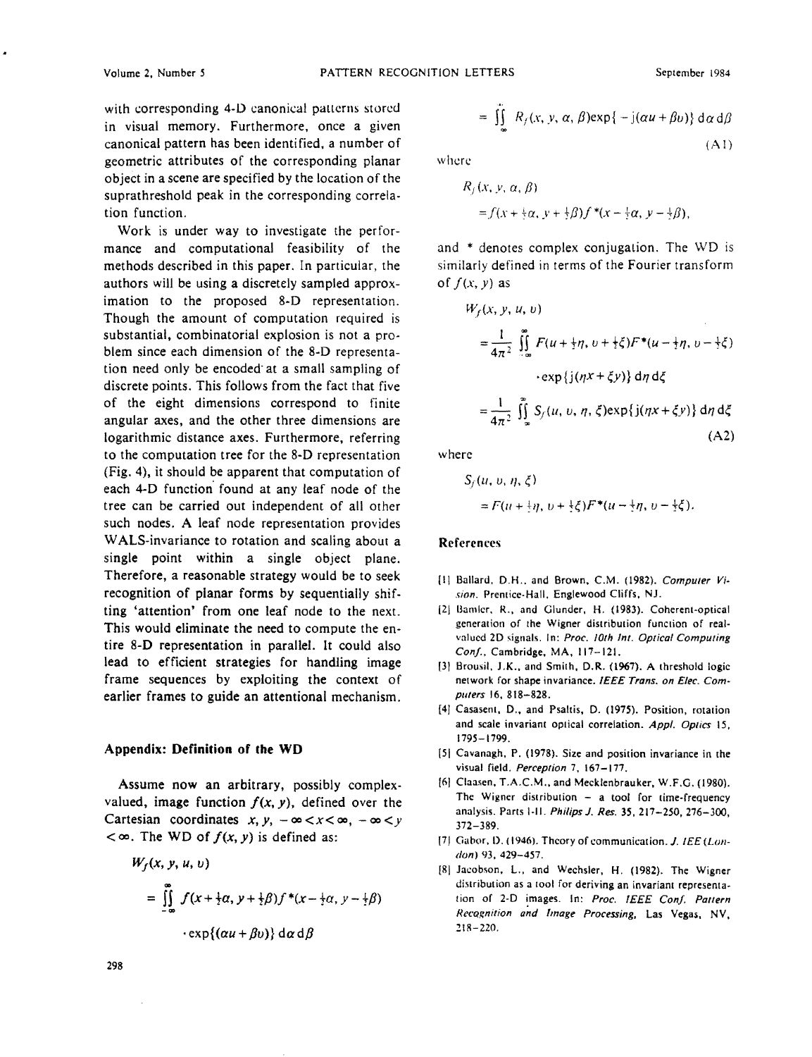with corresponding 4-D canonical patterns stored in visual memory. Furthermore, once a given canonical pattern has been identified, a number of geometric attributes of the corresponding planar object in a scene are specified by the location of the suprathreshold peak in the corresponding correlation function.

Work is under way to investigate the performance and computational feasibility of the methods described in this paper. In particular, the authors will be using a discretely sampled approximation to the proposed 8-D representation. Though the amount of computation required is substantial, combinatorial explosion is not a problem since each dimension of the 8-D representation need only be encoded at a small sampling of discrete points. This follows from the fact that five of the eight dimensions correspond to finite angular axes, and the other three dimensions are logarithmic distance axes. Furthermore, referring to the computation tree for the 8-D representation (Fig. 4), it should be apparent that computation of each 4-D function found at any leaf node of the tree can be carried out independent of all other such nodes. A leaf node representation provides WALS-invariance to rotation and scaling about a single point within a single object plane. Therefore, a reasonable strategy would be to seek recognition of planar forms by sequentially shifting 'attention' from one leaf node to the next. This would eliminate the need to compute the entire 8-D representation in parallel. It could also lead to efficient strategies for handling image frame sequences by exploiting the context of earlier frames to guide an attentional mechanism.

## Appendix: Definition of the WD

Assume now an arbitrary, possibly complex-valued, image function $f(x, y)$, defined over the Cartesian coordinates $x, y$, $-\infty < x < \infty$, $-\infty < y < \infty$. The WD of $f(x, y)$ is defined as:

$$W_f(x, y, u, v)$$

$$= \iint_{-\infty}^{\infty} f(x + \tfrac{1}{2}\alpha, y + \tfrac{1}{2}\beta) f^*(x - \tfrac{1}{2}\alpha, y - \tfrac{1}{2}\beta) \cdot \exp\{(\alpha u + \beta v)\} \, d\alpha \, d\beta$$

$$= \iint_{\infty} R_f(x, y, \alpha, \beta) \exp\{-j(\alpha u + \beta v)\} \, d\alpha \, d\beta \tag{A1}$$

where

$$R_f(x, y, \alpha, \beta) = f(x + \tfrac{1}{2}\alpha, y + \tfrac{1}{2}\beta) f^*(x - \tfrac{1}{2}\alpha, y - \tfrac{1}{2}\beta),$$

and * denotes complex conjugation. The WD is similarly defined in terms of the Fourier transform of $f(x, y)$ as

$$W_f(x, y, u, v)$$

$$= \frac{1}{4\pi^2} \iint_{-\infty}^{\infty} F(u + \tfrac{1}{2}\eta, v + \tfrac{1}{2}\xi) F^*(u - \tfrac{1}{2}\eta, v - \tfrac{1}{2}\xi) \cdot \exp\{j(\eta x + \xi y)\} \, d\eta \, d\xi$$

$$= \frac{1}{4\pi^2} \iint_{\infty} S_f(u, v, \eta, \xi) \exp\{j(\eta x + \xi y)\} \, d\eta \, d\xi \tag{A2}$$

where

$$S_f(u, v, \eta, \xi) = F(u + \tfrac{1}{2}\eta, v + \tfrac{1}{2}\xi) F^*(u - \tfrac{1}{2}\eta, v - \tfrac{1}{2}\xi).$$

## References

[1] Ballard, D.H., and Brown, C.M. (1982). *Computer Vision*. Prentice-Hall, Englewood Cliffs, NJ.

[2] Bamler, R., and Glunder, H. (1983). Coherent-optical generation of the Wigner distribution function of real-valued 2D signals. In: *Proc. 10th Int. Optical Computing Conf.*, Cambridge, MA, 117–121.

[3] Brousil, J.K., and Smith, D.R. (1967). A threshold logic network for shape invariance. *IEEE Trans. on Elec. Computers* 16, 818–828.

[4] Casasent, D., and Psaltis, D. (1975). Position, rotation and scale invariant optical correlation. *Appl. Optics* 15, 1795–1799.

[5] Cavanagh, P. (1978). Size and position invariance in the visual field. *Perception* 7, 167–177.

[6] Claasen, T.A.C.M., and Mecklenbrauker, W.F.G. (1980). The Wigner distribution – a tool for time-frequency analysis. Parts I-II. *Philips J. Res.* 35, 217–250, 276–300, 372–389.

[7] Gabor, D. (1946). Theory of communication. *J. IEE (London)* 93, 429–457.

[8] Jacobson, L., and Wechsler, H. (1982). The Wigner distribution as a tool for deriving an invariant representation of 2-D images. In: *Proc. IEEE Conf. Pattern Recognition and Image Processing*, Las Vegas, NV, 218–220.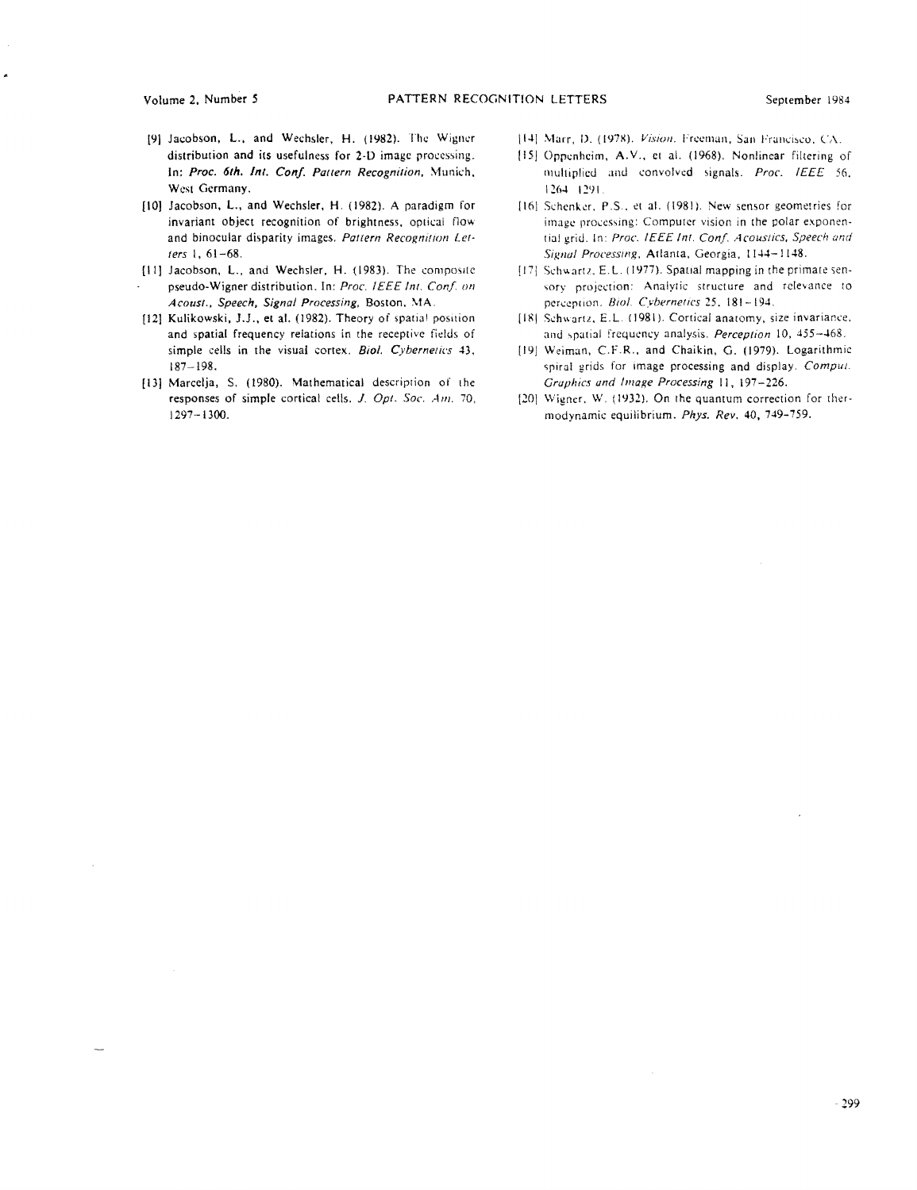[9] Jacobson, L., and Wechsler, H. (1982). The Wigner distribution and its usefulness for 2-D image processing. In: ***Proc. 6th. Int. Conf. Pattern Recognition***, Munich, West Germany.

[10] Jacobson, L., and Wechsler, H. (1982). A paradigm for invariant object recognition of brightness, optical flow and binocular disparity images. *Pattern Recognition Letters* 1, 61–68.

[11] Jacobson, L., and Wechsler, H. (1983). The composite pseudo-Wigner distribution. In: *Proc. IEEE Int. Conf. on Acoust., Speech, Signal Processing*, Boston, MA.

[12] Kulikowski, J.J., et al. (1982). Theory of spatial position and spatial frequency relations in the receptive fields of simple cells in the visual cortex. *Biol. Cybernetics* 43, 187–198.

[13] Marcelja, S. (1980). Mathematical description of the responses of simple cortical cells. *J. Opt. Soc. Am.* 70, 1297–1300.

[14] Marr, D. (1978). *Vision*. Freeman, San Francisco, CA.

[15] Oppenheim, A.V., et al. (1968). Nonlinear filtering of multiplied and convolved signals. *Proc. IEEE* 56, 1264–1291.

[16] Schenker, P.S., et al. (1981). New sensor geometries for image processing: Computer vision in the polar exponential grid. In: *Proc. IEEE Int. Conf. Acoustics, Speech and Signal Processing*, Atlanta, Georgia, 1144–1148.

[17] Schwartz, E.L. (1977). Spatial mapping in the primate sensory projection: Analytic structure and relevance to perception. *Biol. Cybernetics* 25, 181–194.

[18] Schwartz, E.L. (1981). Cortical anatomy, size invariance, and spatial frequency analysis. *Perception* 10, 455–468.

[19] Weiman, C.F.R., and Chaikin, G. (1979). Logarithmic spiral grids for image processing and display. *Comput. Graphics and Image Processing* 11, 197–226.

[20] Wigner, W. (1932). On the quantum correction for thermodynamic equilibrium. *Phys. Rev.* 40, 749–759.